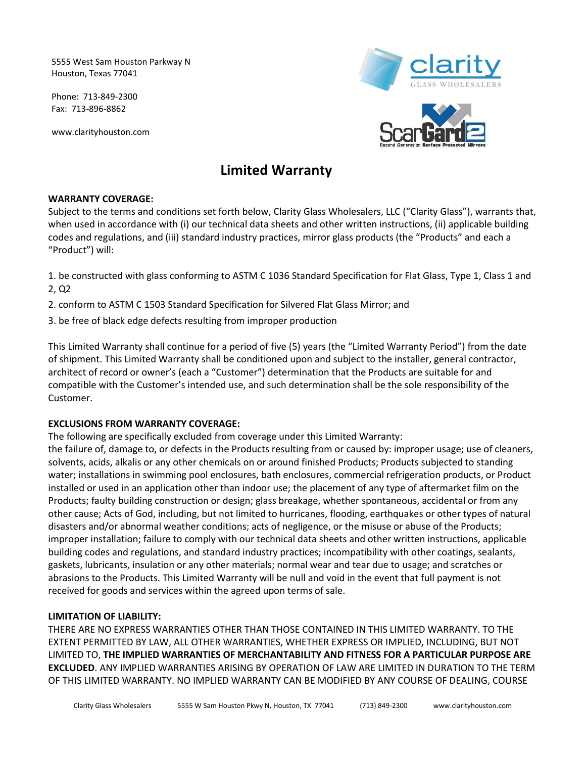5555 West Sam Houston Parkway N
Houston, Texas 77041

Phone: 713-849-2300
Fax: 713-896-8862

www.clarityhouston.com

# Limited Warranty

**WARRANTY COVERAGE:**

Subject to the terms and conditions set forth below, Clarity Glass Wholesalers, LLC ("Clarity Glass"), warrants that, when used in accordance with (i) our technical data sheets and other written instructions, (ii) applicable building codes and regulations, and (iii) standard industry practices, mirror glass products (the "Products" and each a "Product") will:

1. be constructed with glass conforming to ASTM C 1036 Standard Specification for Flat Glass, Type 1, Class 1 and 2, Q2
2. conform to ASTM C 1503 Standard Specification for Silvered Flat Glass Mirror; and
3. be free of black edge defects resulting from improper production

This Limited Warranty shall continue for a period of five (5) years (the "Limited Warranty Period") from the date of shipment. This Limited Warranty shall be conditioned upon and subject to the installer, general contractor, architect of record or owner's (each a "Customer") determination that the Products are suitable for and compatible with the Customer's intended use, and such determination shall be the sole responsibility of the Customer.

**EXCLUSIONS FROM WARRANTY COVERAGE:**

The following are specifically excluded from coverage under this Limited Warranty:
the failure of, damage to, or defects in the Products resulting from or caused by: improper usage; use of cleaners, solvents, acids, alkalis or any other chemicals on or around finished Products; Products subjected to standing water; installations in swimming pool enclosures, bath enclosures, commercial refrigeration products, or Product installed or used in an application other than indoor use; the placement of any type of aftermarket film on the Products; faulty building construction or design; glass breakage, whether spontaneous, accidental or from any other cause; Acts of God, including, but not limited to hurricanes, flooding, earthquakes or other types of natural disasters and/or abnormal weather conditions; acts of negligence, or the misuse or abuse of the Products; improper installation; failure to comply with our technical data sheets and other written instructions, applicable building codes and regulations, and standard industry practices; incompatibility with other coatings, sealants, gaskets, lubricants, insulation or any other materials; normal wear and tear due to usage; and scratches or abrasions to the Products. This Limited Warranty will be null and void in the event that full payment is not received for goods and services within the agreed upon terms of sale.

**LIMITATION OF LIABILITY:**

THERE ARE NO EXPRESS WARRANTIES OTHER THAN THOSE CONTAINED IN THIS LIMITED WARRANTY. TO THE EXTENT PERMITTED BY LAW, ALL OTHER WARRANTIES, WHETHER EXPRESS OR IMPLIED, INCLUDING, BUT NOT LIMITED TO, **THE IMPLIED WARRANTIES OF MERCHANTABILITY AND FITNESS FOR A PARTICULAR PURPOSE ARE EXCLUDED**. ANY IMPLIED WARRANTIES ARISING BY OPERATION OF LAW ARE LIMITED IN DURATION TO THE TERM OF THIS LIMITED WARRANTY. NO IMPLIED WARRANTY CAN BE MODIFIED BY ANY COURSE OF DEALING, COURSE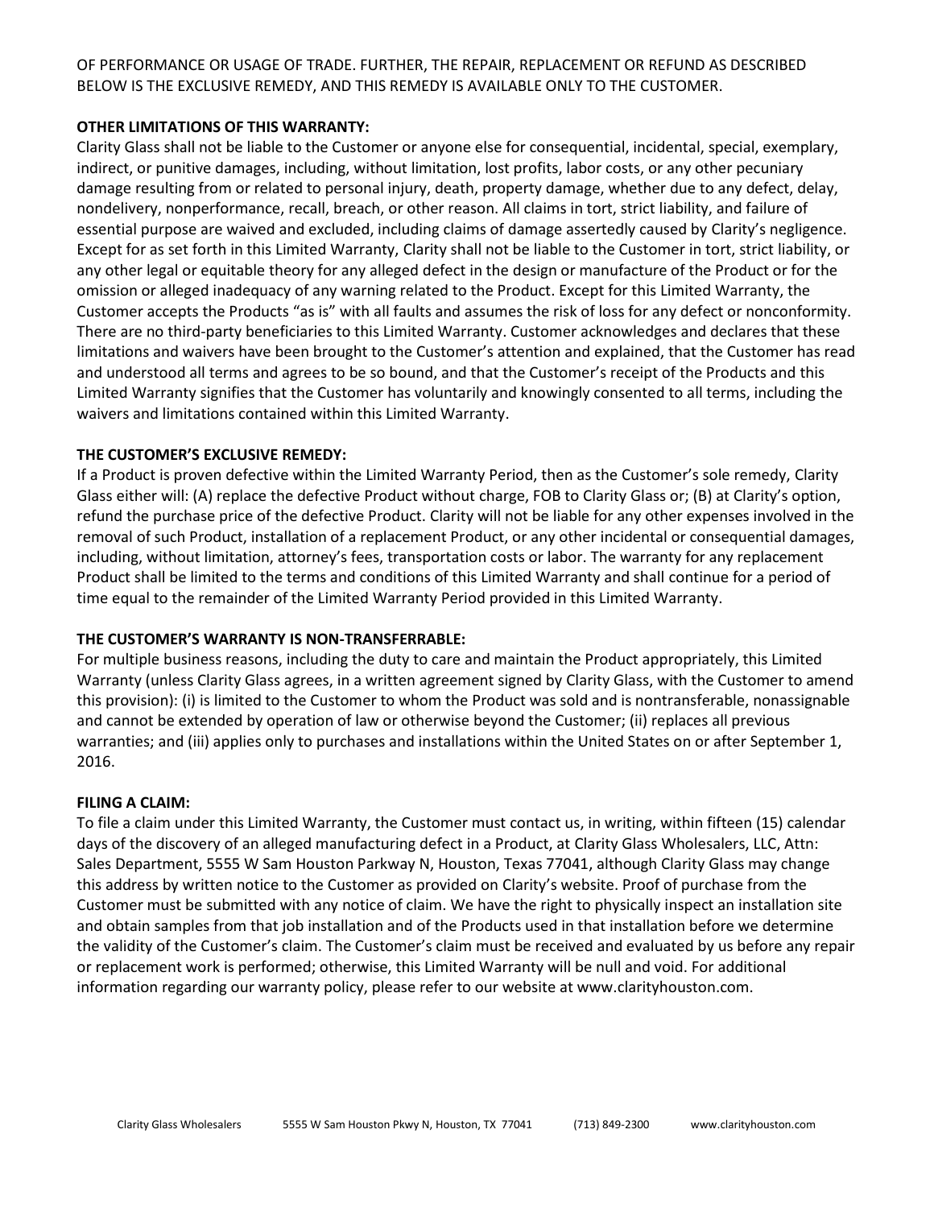OF PERFORMANCE OR USAGE OF TRADE. FURTHER, THE REPAIR, REPLACEMENT OR REFUND AS DESCRIBED BELOW IS THE EXCLUSIVE REMEDY, AND THIS REMEDY IS AVAILABLE ONLY TO THE CUSTOMER.

**OTHER LIMITATIONS OF THIS WARRANTY:**

Clarity Glass shall not be liable to the Customer or anyone else for consequential, incidental, special, exemplary, indirect, or punitive damages, including, without limitation, lost profits, labor costs, or any other pecuniary damage resulting from or related to personal injury, death, property damage, whether due to any defect, delay, nondelivery, nonperformance, recall, breach, or other reason. All claims in tort, strict liability, and failure of essential purpose are waived and excluded, including claims of damage assertedly caused by Clarity's negligence. Except for as set forth in this Limited Warranty, Clarity shall not be liable to the Customer in tort, strict liability, or any other legal or equitable theory for any alleged defect in the design or manufacture of the Product or for the omission or alleged inadequacy of any warning related to the Product. Except for this Limited Warranty, the Customer accepts the Products "as is" with all faults and assumes the risk of loss for any defect or nonconformity. There are no third-party beneficiaries to this Limited Warranty. Customer acknowledges and declares that these limitations and waivers have been brought to the Customer's attention and explained, that the Customer has read and understood all terms and agrees to be so bound, and that the Customer's receipt of the Products and this Limited Warranty signifies that the Customer has voluntarily and knowingly consented to all terms, including the waivers and limitations contained within this Limited Warranty.

**THE CUSTOMER'S EXCLUSIVE REMEDY:**

If a Product is proven defective within the Limited Warranty Period, then as the Customer's sole remedy, Clarity Glass either will: (A) replace the defective Product without charge, FOB to Clarity Glass or; (B) at Clarity's option, refund the purchase price of the defective Product. Clarity will not be liable for any other expenses involved in the removal of such Product, installation of a replacement Product, or any other incidental or consequential damages, including, without limitation, attorney's fees, transportation costs or labor. The warranty for any replacement Product shall be limited to the terms and conditions of this Limited Warranty and shall continue for a period of time equal to the remainder of the Limited Warranty Period provided in this Limited Warranty.

**THE CUSTOMER'S WARRANTY IS NON-TRANSFERRABLE:**

For multiple business reasons, including the duty to care and maintain the Product appropriately, this Limited Warranty (unless Clarity Glass agrees, in a written agreement signed by Clarity Glass, with the Customer to amend this provision): (i) is limited to the Customer to whom the Product was sold and is nontransferable, nonassignable and cannot be extended by operation of law or otherwise beyond the Customer; (ii) replaces all previous warranties; and (iii) applies only to purchases and installations within the United States on or after September 1, 2016.

**FILING A CLAIM:**

To file a claim under this Limited Warranty, the Customer must contact us, in writing, within fifteen (15) calendar days of the discovery of an alleged manufacturing defect in a Product, at Clarity Glass Wholesalers, LLC, Attn: Sales Department, 5555 W Sam Houston Parkway N, Houston, Texas 77041, although Clarity Glass may change this address by written notice to the Customer as provided on Clarity's website. Proof of purchase from the Customer must be submitted with any notice of claim. We have the right to physically inspect an installation site and obtain samples from that job installation and of the Products used in that installation before we determine the validity of the Customer's claim. The Customer's claim must be received and evaluated by us before any repair or replacement work is performed; otherwise, this Limited Warranty will be null and void. For additional information regarding our warranty policy, please refer to our website at www.clarityhouston.com.